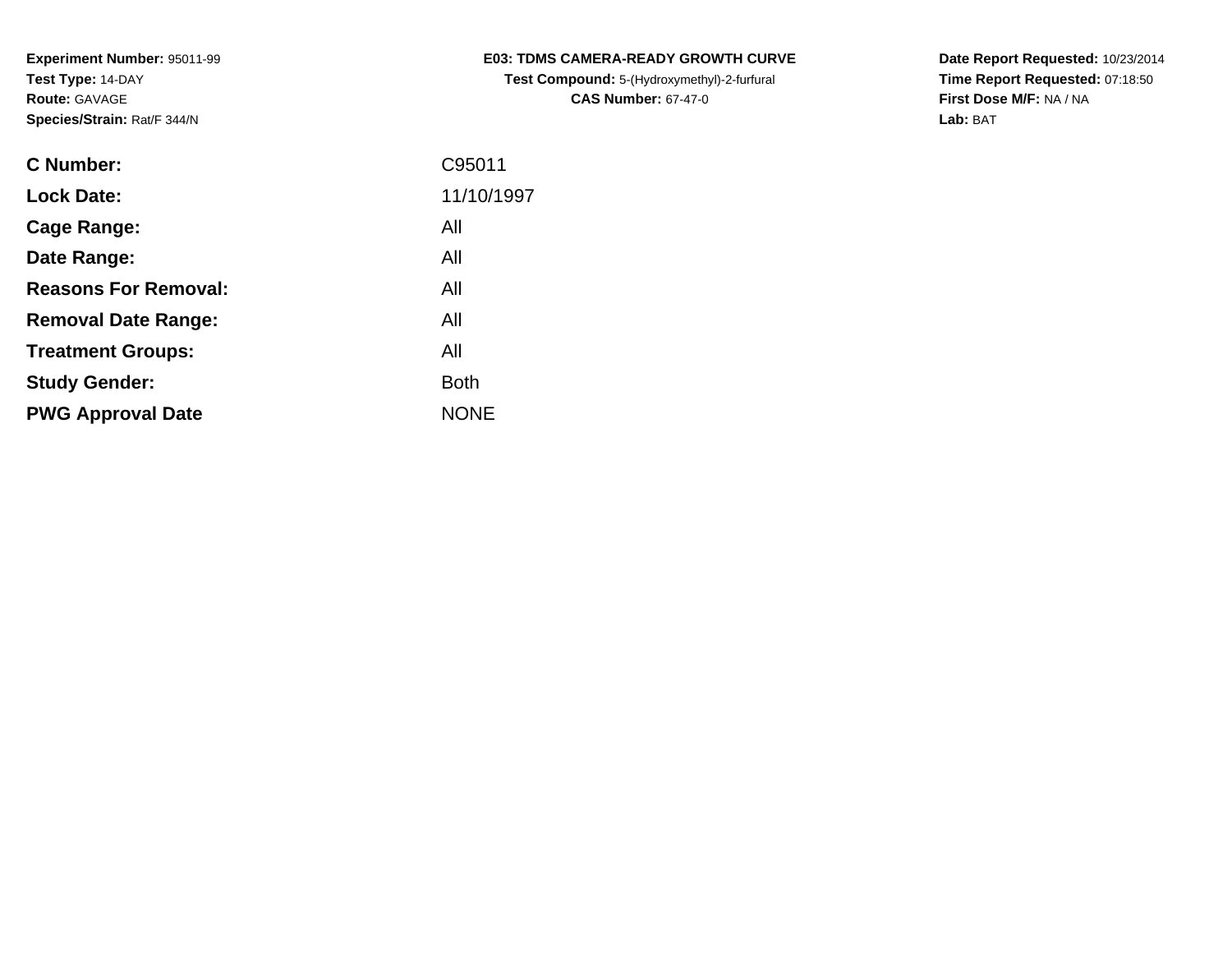**Experiment Number:** 95011-99
**Test Type:** 14-DAY
**Route:** GAVAGE
**Species/Strain:** Rat/F 344/N

**E03: TDMS CAMERA-READY GROWTH CURVE**
**Test Compound:** 5-(Hydroxymethyl)-2-furfural
**CAS Number:** 67-47-0

**Date Report Requested:** 10/23/2014
**Time Report Requested:** 07:18:50
**First Dose M/F:** NA / NA
**Lab:** BAT

| | |
|---|---|
| **C Number:** | C95011 |
| **Lock Date:** | 11/10/1997 |
| **Cage Range:** | All |
| **Date Range:** | All |
| **Reasons For Removal:** | All |
| **Removal Date Range:** | All |
| **Treatment Groups:** | All |
| **Study Gender:** | Both |
| **PWG Approval Date** | NONE |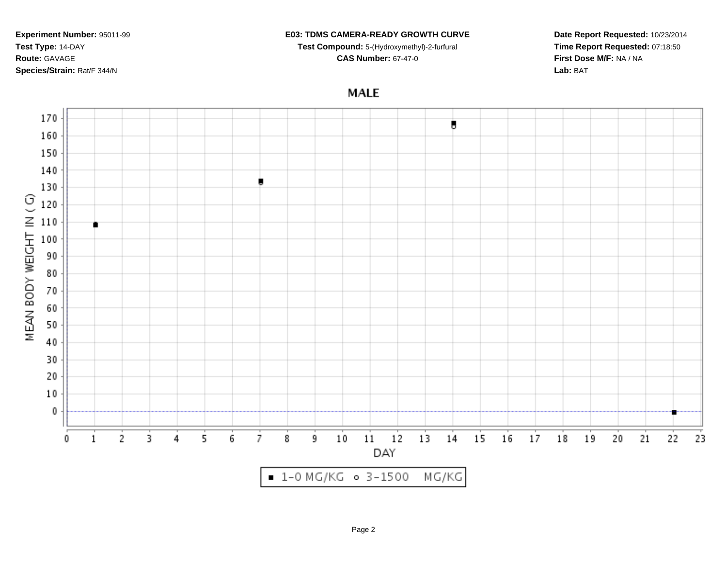**Experiment Number:** 95011-99
**Test Type:** 14-DAY
**Route:** GAVAGE
**Species/Strain:** Rat/F 344/N

**E03: TDMS CAMERA-READY GROWTH CURVE**
**Test Compound:** 5-(Hydroxymethyl)-2-furfural
**CAS Number:** 67-47-0

**Date Report Requested:** 10/23/2014
**Time Report Requested:** 07:18:50
**First Dose M/F:** NA / NA
**Lab:** BAT

MALE

MEAN BODY WEIGHT IN ( G)

DAY

■ 1-0 MG/KG ○ 3-1500 MG/KG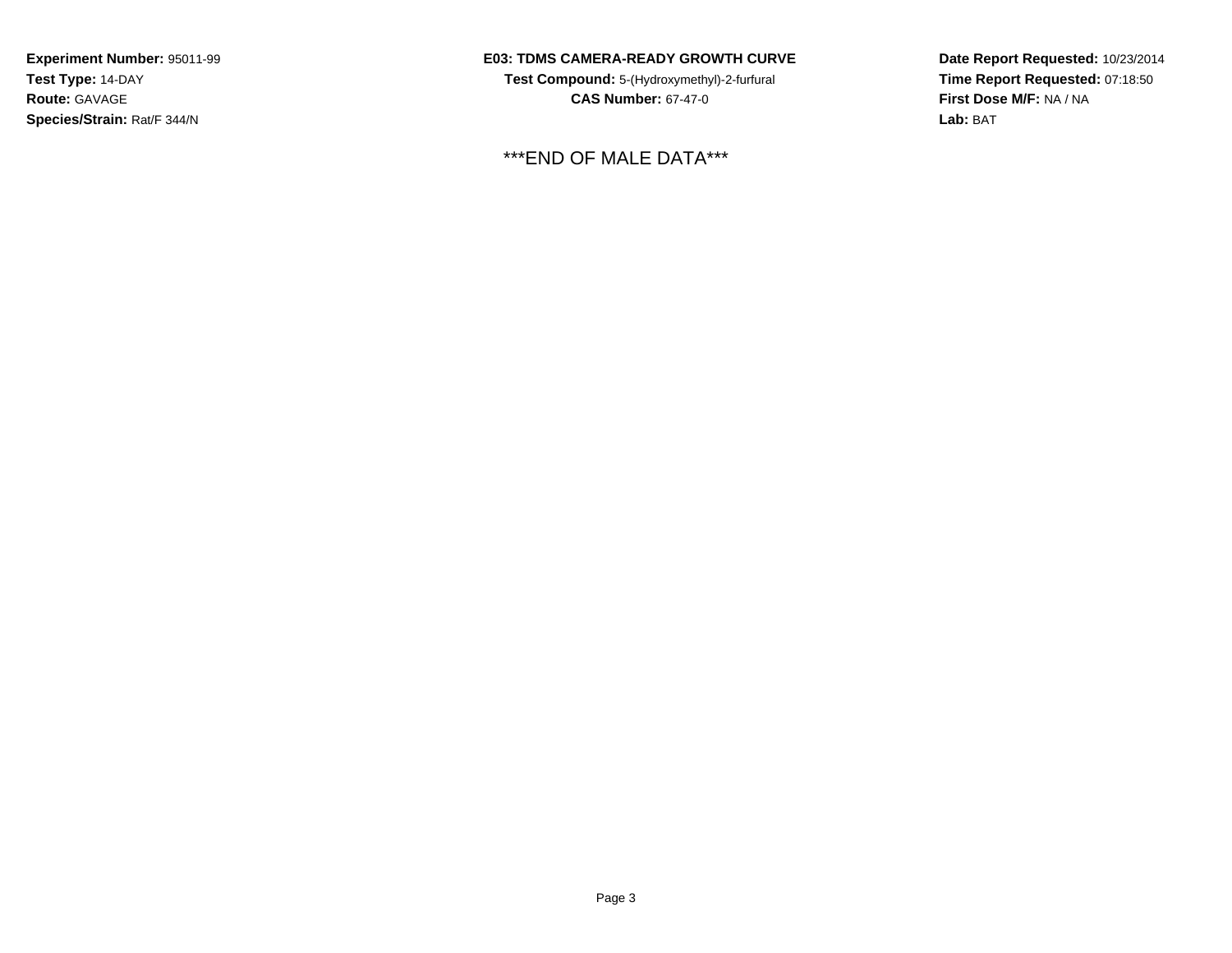**Experiment Number:** 95011-99
**Test Type:** 14-DAY
**Route:** GAVAGE
**Species/Strain:** Rat/F 344/N

**E03: TDMS CAMERA-READY GROWTH CURVE**
**Test Compound:** 5-(Hydroxymethyl)-2-furfural
**CAS Number:** 67-47-0

**Date Report Requested:** 10/23/2014
**Time Report Requested:** 07:18:50
**First Dose M/F:** NA / NA
**Lab:** BAT

***END OF MALE DATA***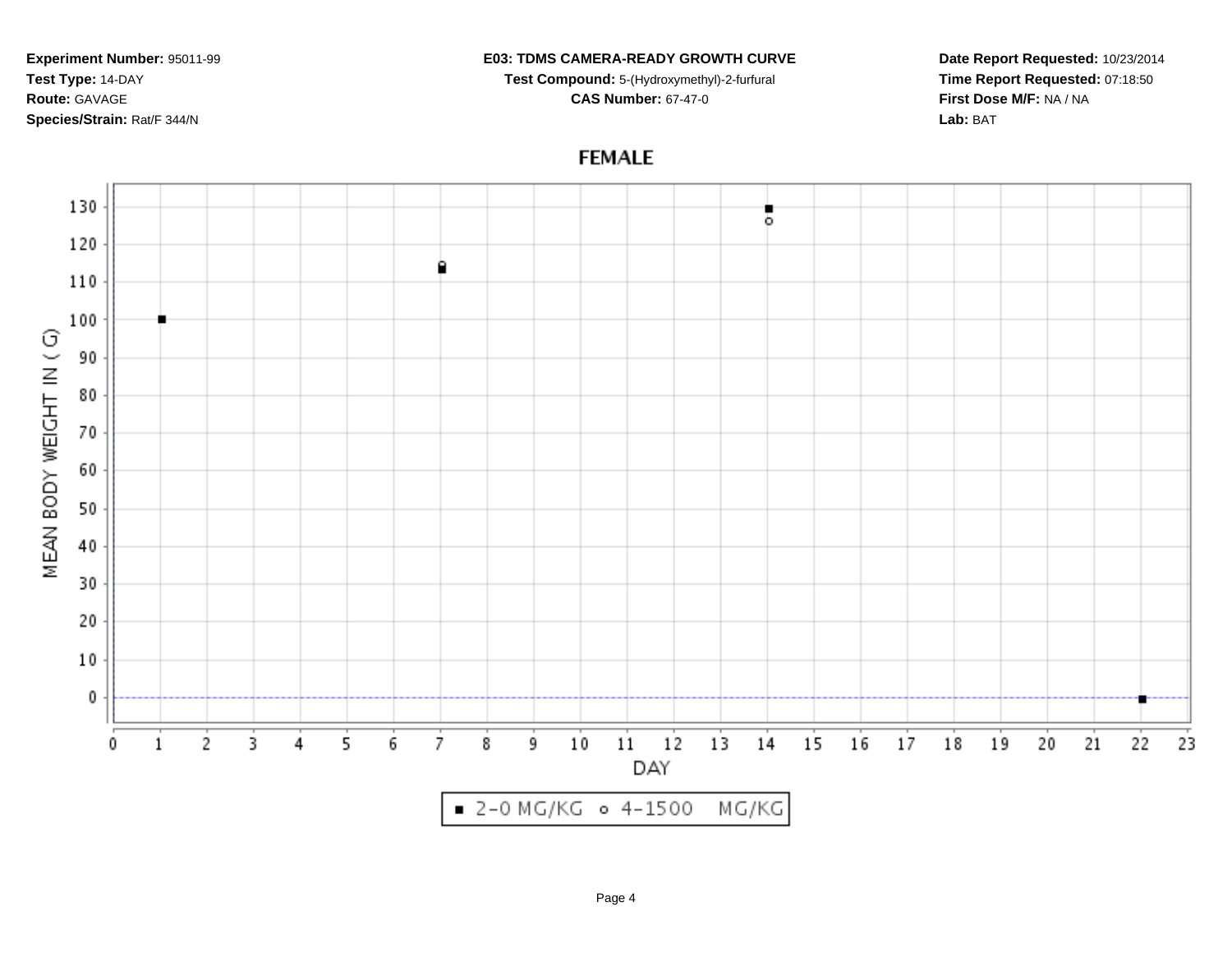**Experiment Number:** 95011-99
**Test Type:** 14-DAY
**Route:** GAVAGE
**Species/Strain:** Rat/F 344/N

**E03: TDMS CAMERA-READY GROWTH CURVE**
**Test Compound:** 5-(Hydroxymethyl)-2-furfural
**CAS Number:** 67-47-0

**Date Report Requested:** 10/23/2014
**Time Report Requested:** 07:18:50
**First Dose M/F:** NA / NA
**Lab:** BAT

FEMALE

MEAN BODY WEIGHT IN ( G)

DAY

■ 2-0 MG/KG ○ 4-1500 MG/KG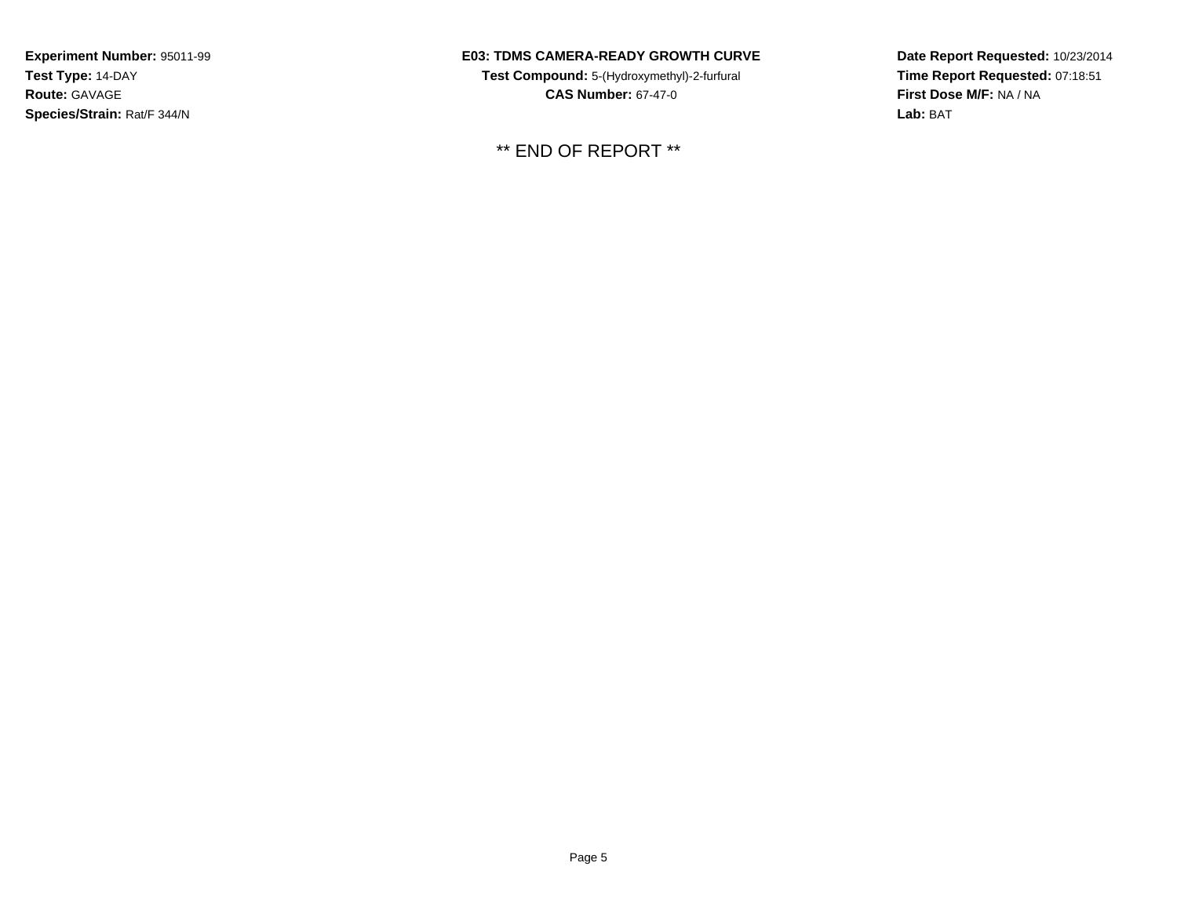**Experiment Number:** 95011-99
**Test Type:** 14-DAY
**Route:** GAVAGE
**Species/Strain:** Rat/F 344/N

**E03: TDMS CAMERA-READY GROWTH CURVE**
**Test Compound:** 5-(Hydroxymethyl)-2-furfural
**CAS Number:** 67-47-0

**Date Report Requested:** 10/23/2014
**Time Report Requested:** 07:18:51
**First Dose M/F:** NA / NA
**Lab:** BAT

** END OF REPORT **